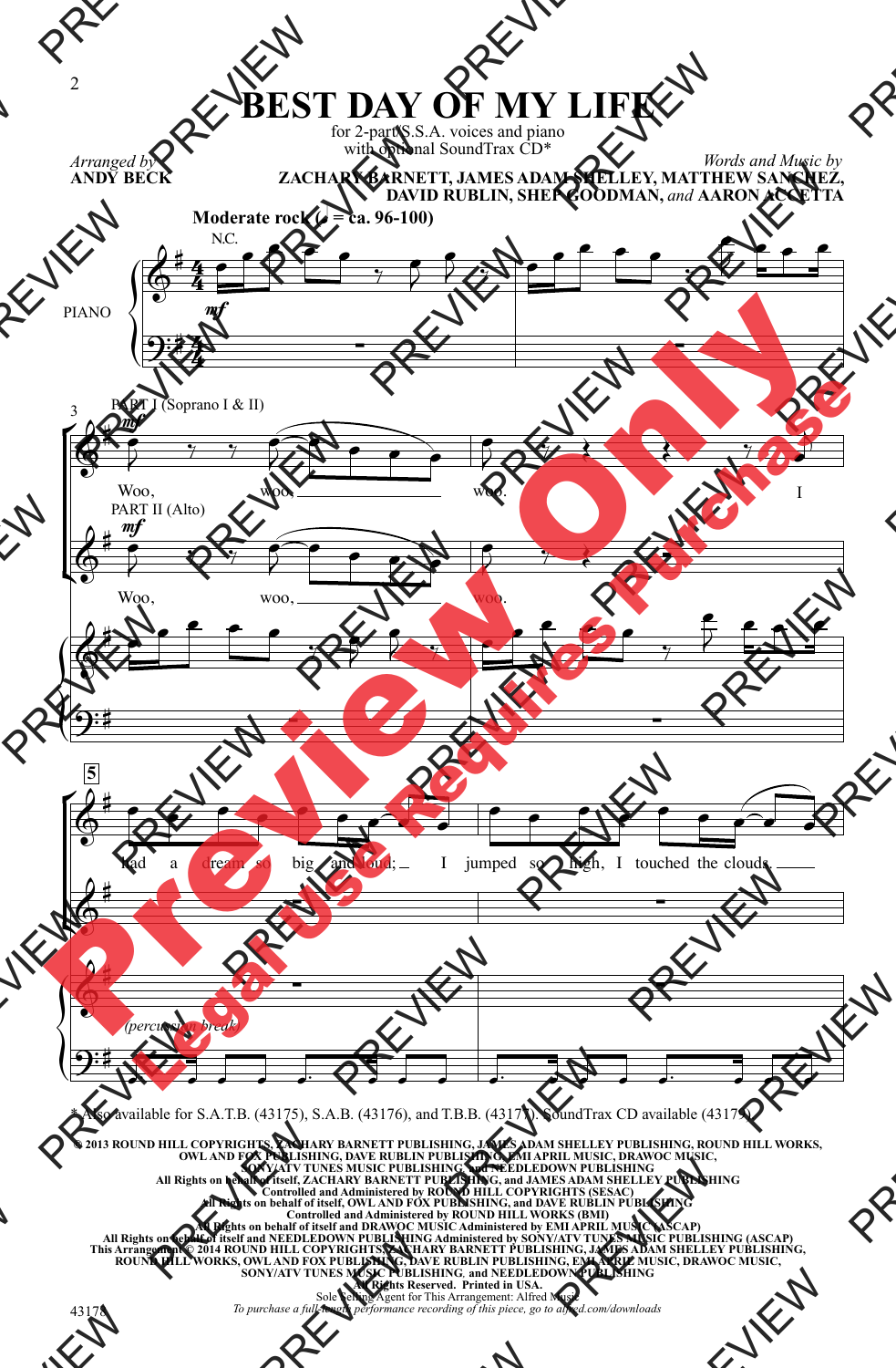# BEST DAY OF MY LIFE

for 2-part/S.S.A. voices and piano
with optional SoundTrax CD*

*Arranged by*
**ANDY BECK**

*Words and Music by*
**ZACHARY BARNETT, JAMES ADAM SHELLEY, MATTHEW SANCHEZ, DAVID RUBLIN, SHEP GOODMAN,** *and* **AARON ACCETTA**

**Moderate rock** (♩ = ca. 96-100)

N.C.

PIANO

*mf*

PART I (Soprano I & II)

Woo, woo, woo. I

PART II (Alto)

Woo, woo, woo.

had a dream so big and loud, I jumped so high, I touched the clouds.

*(percussion break)*

\* Also available for S.A.T.B. (43175), S.A.B. (43176), and T.B.B. (43177). SoundTrax CD available (43179).

**© 2013 ROUND HILL COPYRIGHTS, ZACHARY BARNETT PUBLISHING, JAMES ADAM SHELLEY PUBLISHING, ROUND HILL WORKS, OWL AND FOX PUBLISHING, DAVE RUBLIN PUBLISHING, EMI APRIL MUSIC, DRAWOC MUSIC, SONY/ATV TUNES MUSIC PUBLISHING and NEEDLEDOWN PUBLISHING**
**All Rights on behalf of itself, ZACHARY BARNETT PUBLISHING, and JAMES ADAM SHELLEY PUBLISHING Controlled and Administered by ROUND HILL COPYRIGHTS (SESAC)**
**All Rights on behalf of itself, OWL AND FOX PUBLISHING, and DAVE RUBLIN PUBLISHING Controlled and Administered by ROUND HILL WORKS (BMI)**
**All Rights on behalf of itself and DRAWOC MUSIC Administered by EMI APRIL MUSIC (ASCAP)**
**All Rights on behalf of itself and NEEDLEDOWN PUBLISHING Administered by SONY/ATV TUNES MUSIC PUBLISHING (ASCAP)**
**This Arrangement © 2014 ROUND HILL COPYRIGHTS, ZACHARY BARNETT PUBLISHING, JAMES ADAM SHELLEY PUBLISHING, ROUND HILL WORKS, OWL AND FOX PUBLISHING, DAVE RUBLIN PUBLISHING, EMI APRIL MUSIC, DRAWOC MUSIC, SONY/ATV TUNES MUSIC PUBLISHING, and NEEDLEDOWN PUBLISHING**
**All Rights Reserved. Printed in USA.**
Sole Selling Agent for This Arrangement: Alfred Music
*To purchase a full-length performance recording of this piece, go to alfred.com/downloads*

43178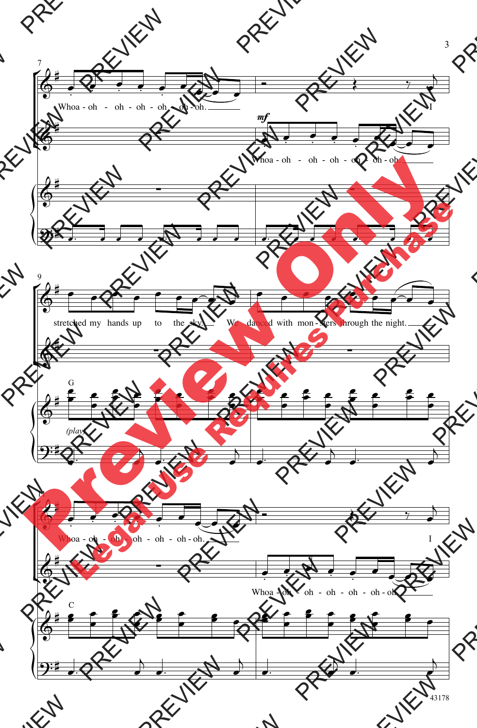7

Whoa - oh - oh - oh - oh - oh - oh.

*mf*

I

Whoa - oh - oh - oh - oh - oh - oh.

9

stretched my hands up to the sky. We danced with mon - sters through the night.

G

*(play)*

11

Whoa - oh - oh - oh - oh - oh - oh.

I

Whoa - oh - oh - oh - oh - oh - oh.

C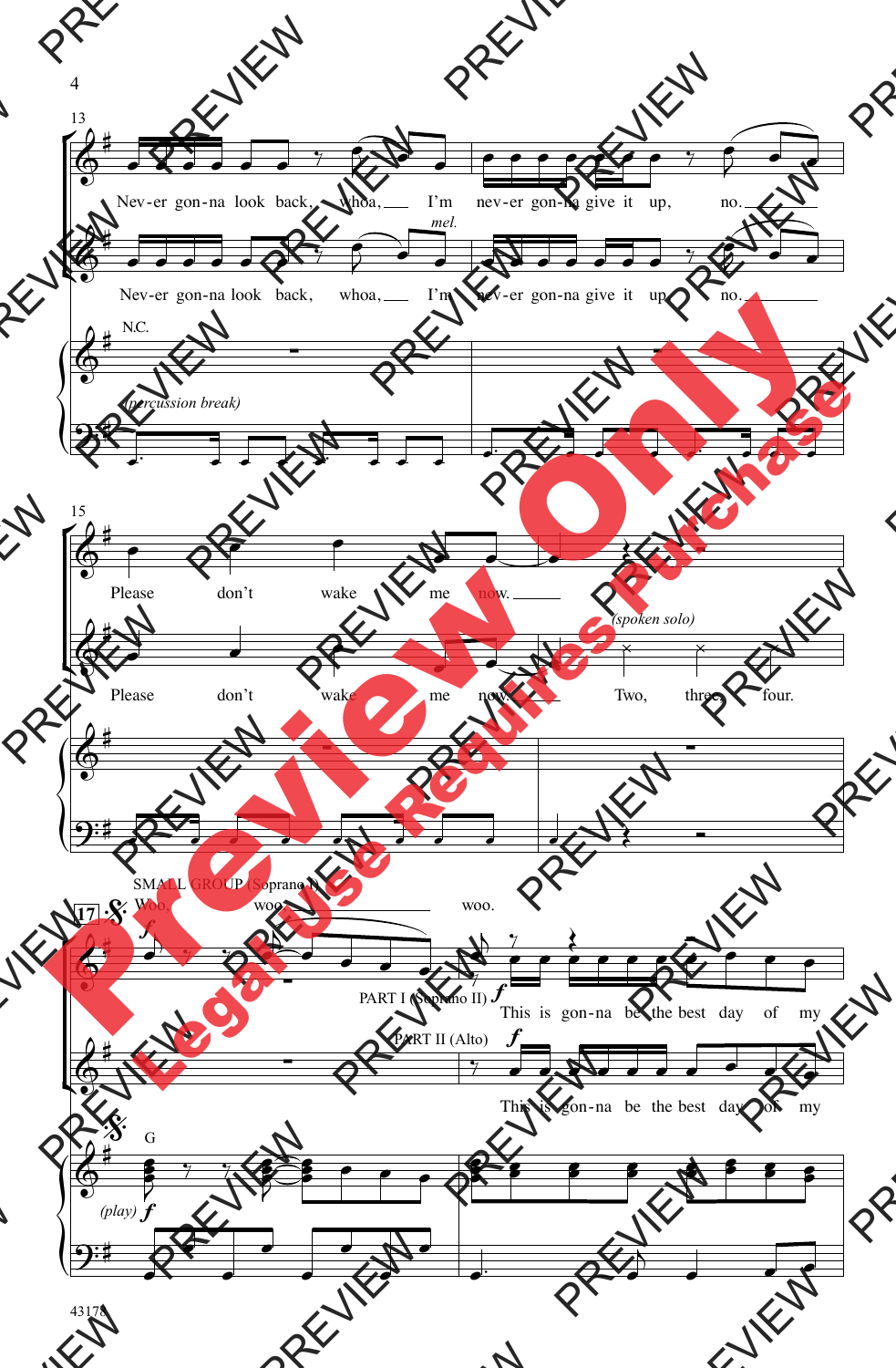13

Nev-er gon-na look back, whoa, I'm nev-er gon-na give it up, no.

*mel.*

Nev-er gon-na look back, whoa, I'm nev-er gon-na give it up, no.

N.C.

*(percussion break)*

15

Please don't wake me now.

*(spoken solo)*

Please don't wake me now. Two, three, four.

17

SMALL GROUP (Soprano I)

Woo, woo, woo.

PART I (Soprano II) *f*

This is gon-na be the best day of my

PART II (Alto) *f*

This is gon-na be the best day of my

G

*(play) f*

43178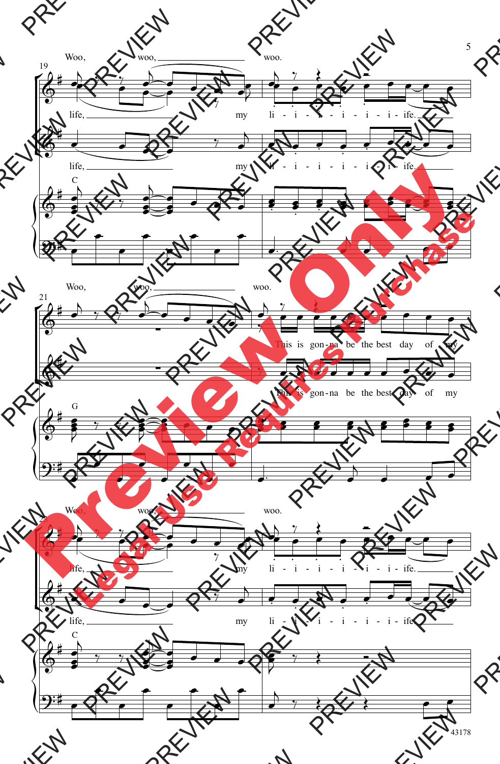Woo, woo, woo.

life, my li - i - i - i - i - i - ife.

life, my li - i - i - i - i - i - ife.

C

Woo, woo, woo.

This is gon - na be the best day of my

This is gon - na be the best day of my

G

Woo, woo, woo.

life, my li - i - i - i - i - i - ife.

life, my li - i - i - i - i - i - ife.

C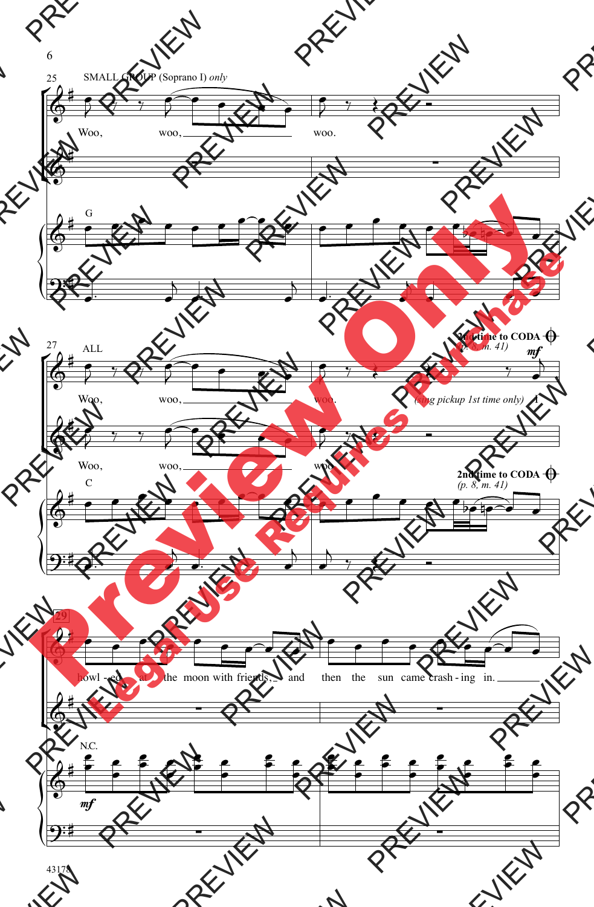25 SMALL GROUP (Soprano I) *only*

Woo, woo, woo.

G

27 ALL

**2nd time to CODA** (p. 8, m. 41)

Woo, woo, woo. (sing pickup 1st time only) I

Woo, woo, woo.

C

**2nd time to CODA** (p. 8, m. 41)

29

howl - ed at the moon with friends, and then the sun came crash - ing in.

N.C.

*mf*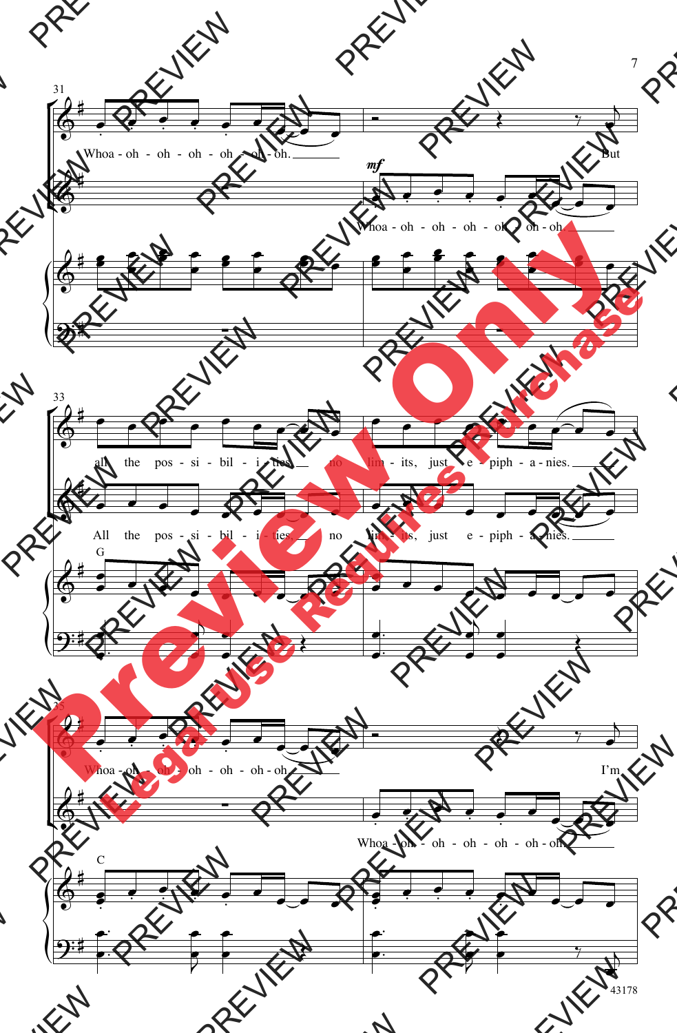31

Whoa - oh - oh - oh - oh - oh - oh. But

*mf*

Whoa - oh - oh - oh - oh - oh - oh.

33

all the pos - si - bil - i - ties, no lim - its, just e - piph - a - nies.

All the pos - si - bil - i - ties, no lim - its, just e - piph - a - nies.

G

35

Whoa - oh - oh - oh - oh - oh - oh. I'm

Whoa - oh - oh - oh - oh - oh - oh.

C

Preview Only

Legal Use Requires Purchase

43178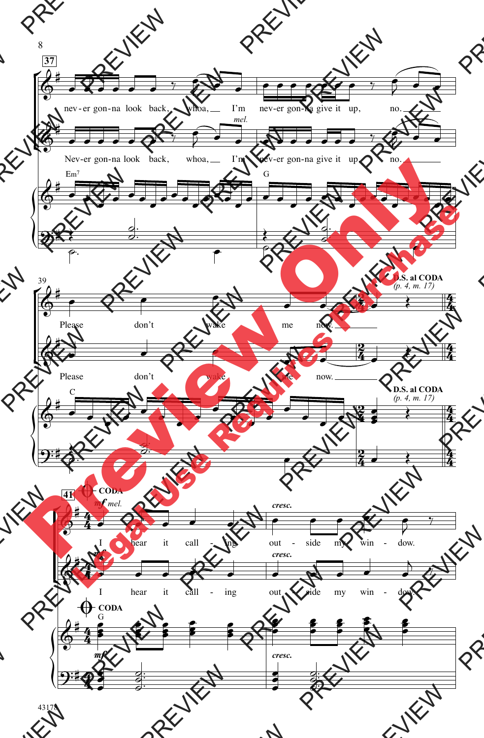**37**

nev - er gon - na look back, whoa, I'm nev - er gon - na give it up, no.

*mel.*

Nev - er gon - na look back, whoa, I'm nev - er gon - na give it up, no.

Em7 G

39

Please don't wake me now.

**D.S. al CODA** *(p. 4, m. 17)*

Please don't wake me now.

C

**D.S. al CODA** *(p. 4, m. 17)*

**41** **CODA**

*mf mel.* *cresc.*

I hear it call - ing out - side my win - dow.

*mf* *cresc.*

I hear it call - ing out - side my win - dow.

**CODA**

G

*mf* *cresc.*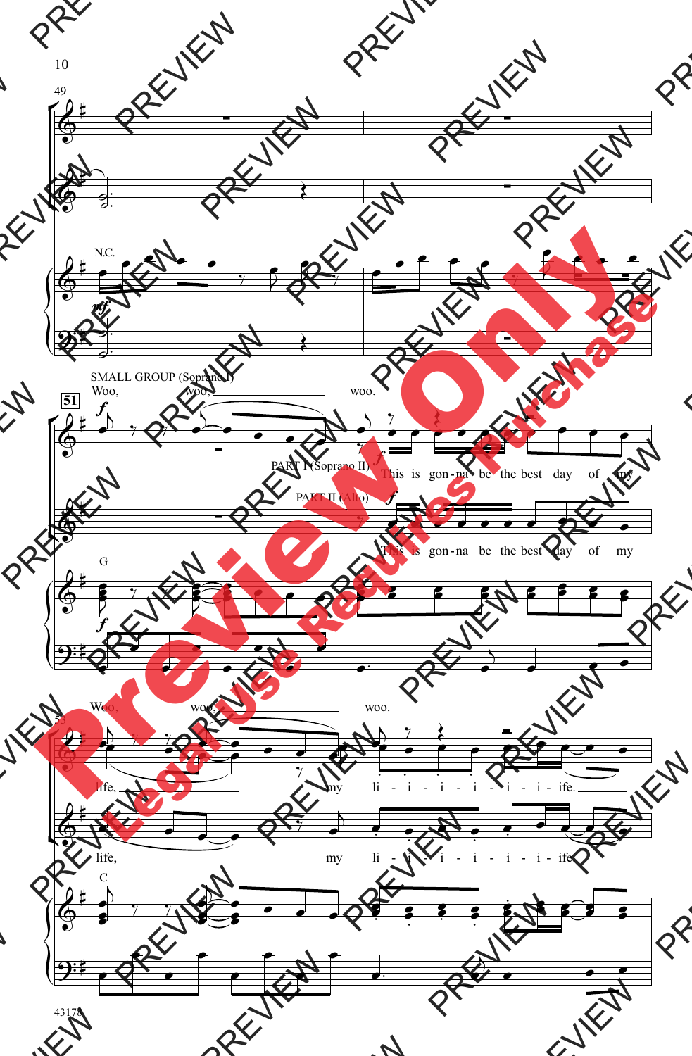SMALL GROUP (Soprano I)

Woo, woo, woo.

PART I (Soprano II)

This is gon - na be the best day of my

PART II (Alto)

This is gon - na be the best day of my

Woo, woo, woo.

life, my li - i - i - i - i - i - ife.

life, my li - i - i - i - i - i - ife.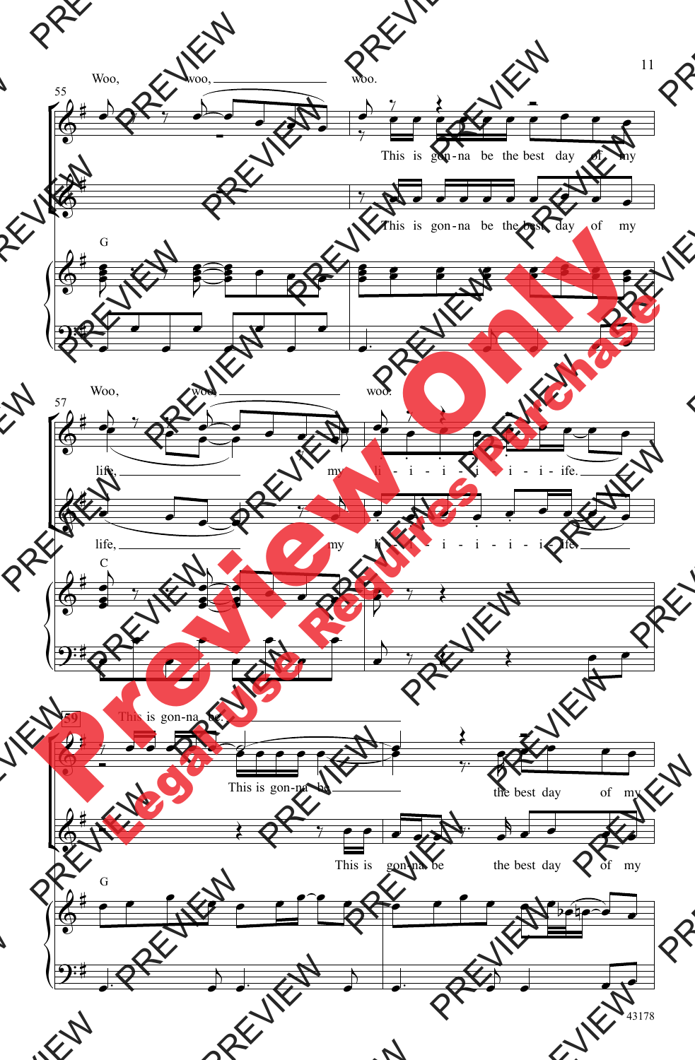Woo, woo, woo.

This is gon-na be the best day of my

This is gon-na be the best day of my

G

Woo, woo, woo.

life, my li - i - i - i - i - i - ife.

life, my li - i - i - i - i - i - ife.

C

59

This is gon-na be

This is gon-na be the best day of my

This is gon-na be the best day of my

G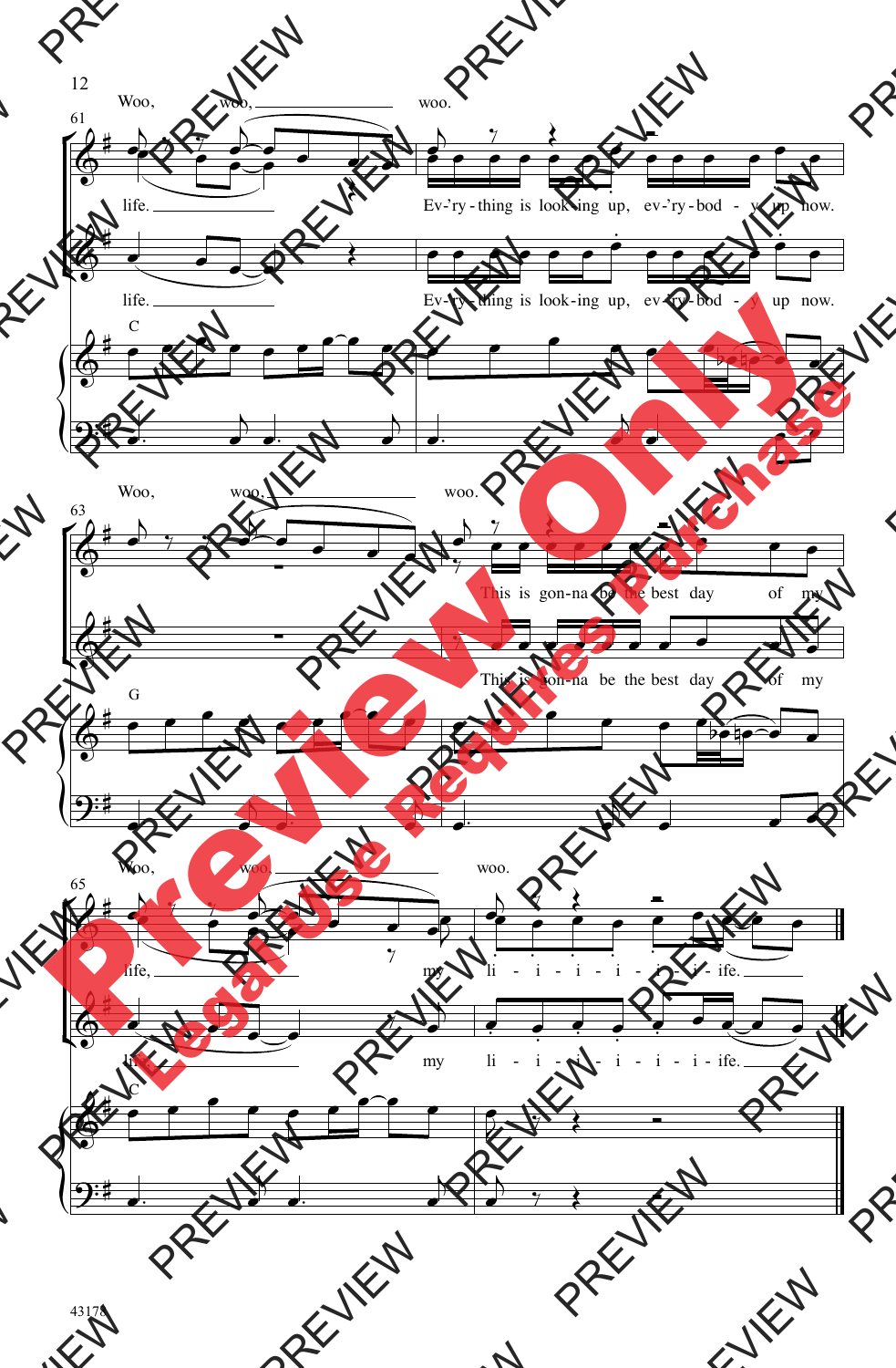Woo, woo, woo.

life. Ev-'ry-thing is look-ing up, ev-'ry-bod-y up now.

life. Ev-'ry-thing is look-ing up, ev-'ry-bod-y up now.

C

Woo, woo, woo.

This is gon-na be the best day of my

This is gon-na be the best day of my

G

Woo, woo, woo.

life, my li-i-i-i-i-i-ife.

life, my li-i-i-i-i-i-ife.

C